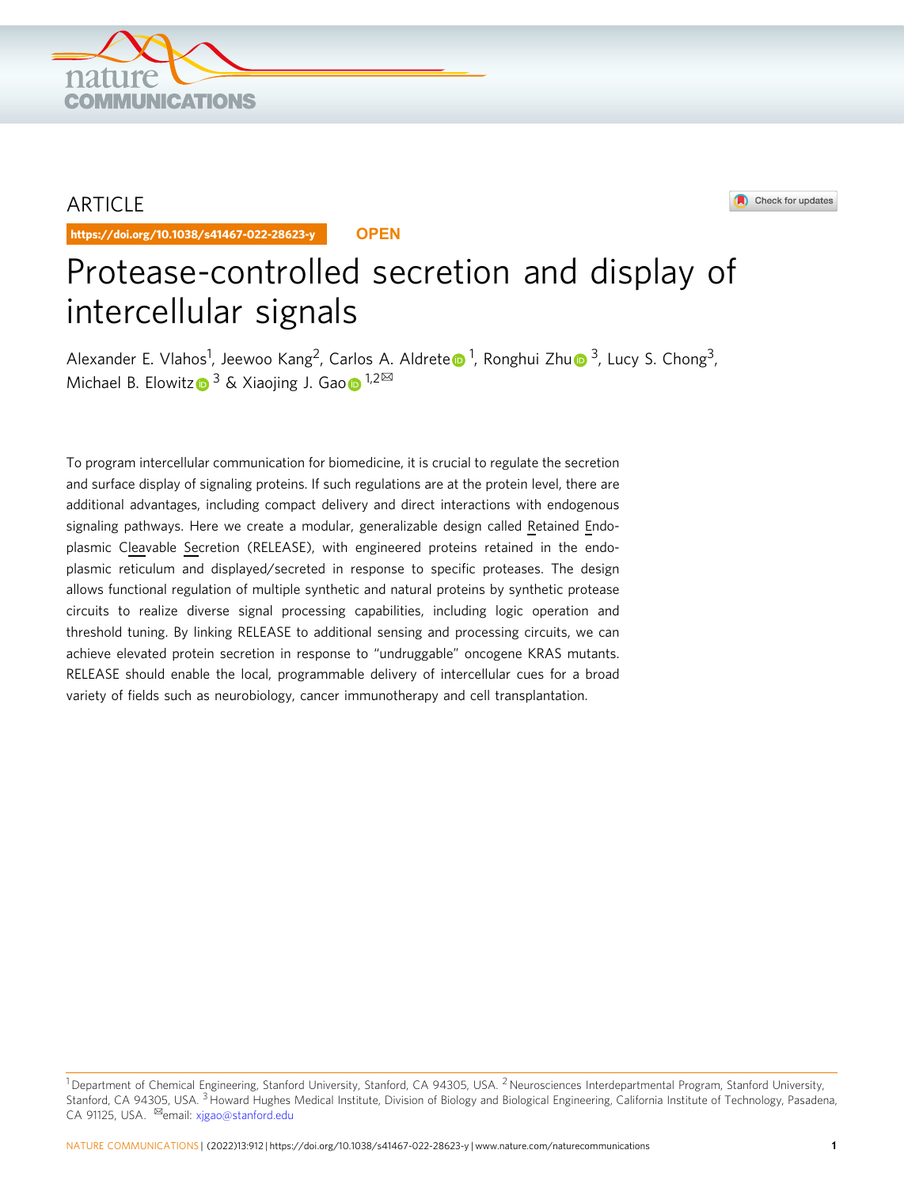ARTICLE

https://doi.org/10.1038/s41467-022-28623-y

OPEN

# Protease-controlled secretion and display of intercellular signals

Alexander E. Vlahos[1], Jeewoo Kang[2], Carlos A. Aldrete[1], Ronghui Zhu[3], Lucy S. Chong[3], Michael B. Elowitz[3] & Xiaojing J. Gao[1,2]✉

To program intercellular communication for biomedicine, it is crucial to regulate the secretion and surface display of signaling proteins. If such regulations are at the protein level, there are additional advantages, including compact delivery and direct interactions with endogenous signaling pathways. Here we create a modular, generalizable design called Retained Endoplasmic Cleavable Secretion (RELEASE), with engineered proteins retained in the endoplasmic reticulum and displayed/secreted in response to specific proteases. The design allows functional regulation of multiple synthetic and natural proteins by synthetic protease circuits to realize diverse signal processing capabilities, including logic operation and threshold tuning. By linking RELEASE to additional sensing and processing circuits, we can achieve elevated protein secretion in response to "undruggable" oncogene KRAS mutants. RELEASE should enable the local, programmable delivery of intercellular cues for a broad variety of fields such as neurobiology, cancer immunotherapy and cell transplantation.

[1] Department of Chemical Engineering, Stanford University, Stanford, CA 94305, USA. [2] Neurosciences Interdepartmental Program, Stanford University, Stanford, CA 94305, USA. [3] Howard Hughes Medical Institute, Division of Biology and Biological Engineering, California Institute of Technology, Pasadena, CA 91125, USA. ✉email: xjgao@stanford.edu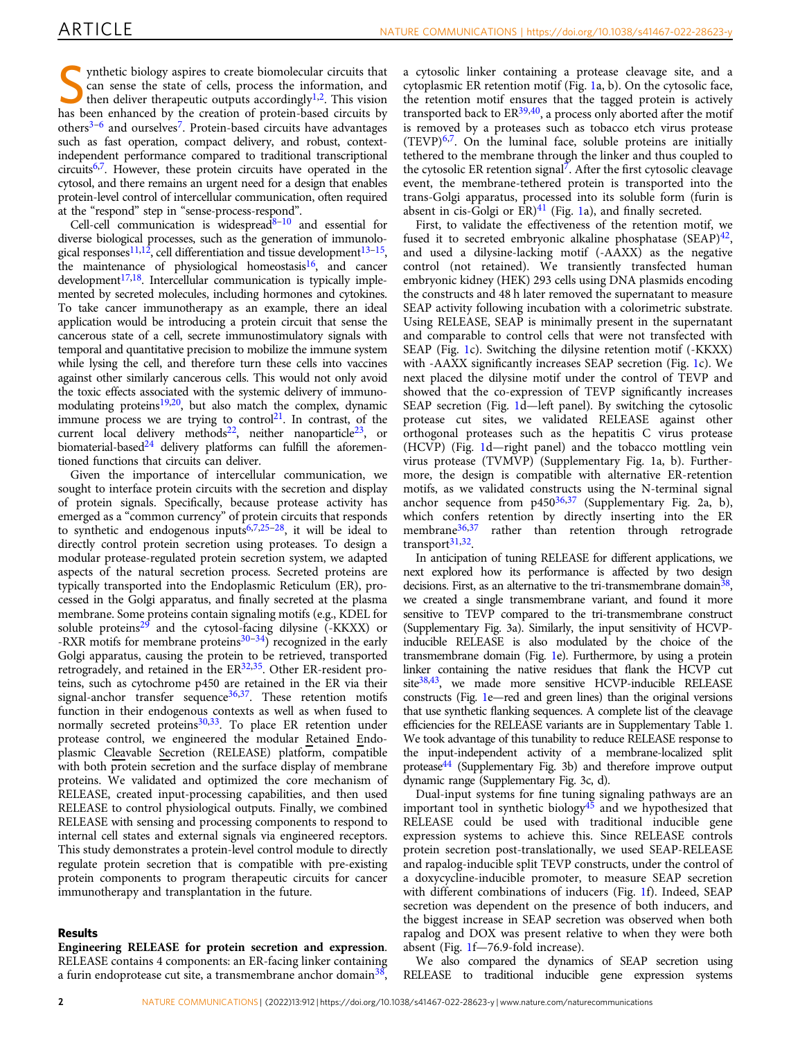Synthetic biology aspires to create biomolecular circuits that can sense the state of cells, process the information, and then deliver therapeutic outputs accordingly[1,2]. This vision has been enhanced by the creation of protein-based circuits by others[3–6] and ourselves[7]. Protein-based circuits have advantages such as fast operation, compact delivery, and robust, context-independent performance compared to traditional transcriptional circuits[6,7]. However, these protein circuits have operated in the cytosol, and there remains an urgent need for a design that enables protein-level control of intercellular communication, often required at the "respond" step in "sense-process-respond".

Cell-cell communication is widespread[8–10] and essential for diverse biological processes, such as the generation of immunological responses[11,12], cell differentiation and tissue development[13–15], the maintenance of physiological homeostasis[16], and cancer development[17,18]. Intercellular communication is typically implemented by secreted molecules, including hormones and cytokines. To take cancer immunotherapy as an example, there an ideal application would be introducing a protein circuit that sense the cancerous state of a cell, secrete immunostimulatory signals with temporal and quantitative precision to mobilize the immune system while lysing the cell, and therefore turn these cells into vaccines against other similarly cancerous cells. This would not only avoid the toxic effects associated with the systemic delivery of immunomodulating proteins[19,20], but also match the complex, dynamic immune process we are trying to control[21]. In contrast, of the current local delivery methods[22], neither nanoparticle[23], or biomaterial-based[24] delivery platforms can fulfill the aforementioned functions that circuits can deliver.

Given the importance of intercellular communication, we sought to interface protein circuits with the secretion and display of protein signals. Specifically, because protease activity has emerged as a "common currency" of protein circuits that responds to synthetic and endogenous inputs[6,7,25–28], it will be ideal to directly control protein secretion using proteases. To design a modular protease-regulated protein secretion system, we adapted aspects of the natural secretion process. Secreted proteins are typically transported into the Endoplasmic Reticulum (ER), processed in the Golgi apparatus, and finally secreted at the plasma membrane. Some proteins contain signaling motifs (e.g., KDEL for soluble proteins[29] and the cytosol-facing dilysine (-KKXX) or -RXR motifs for membrane proteins[30–34]) recognized in the early Golgi apparatus, causing the protein to be retrieved, transported retrogradely, and retained in the ER[32,35]. Other ER-resident proteins, such as cytochrome p450 are retained in the ER via their signal-anchor transfer sequence[36,37]. These retention motifs function in their endogenous contexts as well as when fused to normally secreted proteins[30,33]. To place ER retention under protease control, we engineered the modular Retained Endoplasmic Cleavable Secretion (RELEASE) platform, compatible with both protein secretion and the surface display of membrane proteins. We validated and optimized the core mechanism of RELEASE, created input-processing capabilities, and then used RELEASE to control physiological outputs. Finally, we combined RELEASE with sensing and processing components to respond to internal cell states and external signals via engineered receptors. This study demonstrates a protein-level control module to directly regulate protein secretion that is compatible with pre-existing protein components to program therapeutic circuits for cancer immunotherapy and transplantation in the future.

## Results

**Engineering RELEASE for protein secretion and expression.** RELEASE contains 4 components: an ER-facing linker containing a furin endoprotease cut site, a transmembrane anchor domain[38], a cytosolic linker containing a protease cleavage site, and a cytoplasmic ER retention motif (Fig. 1a, b). On the cytosolic face, the retention motif ensures that the tagged protein is actively transported back to ER[39,40], a process only aborted after the motif is removed by a proteases such as tobacco etch virus protease (TEVP)[6,7]. On the luminal face, soluble proteins are initially tethered to the membrane through the linker and thus coupled to the cytosolic ER retention signal[7]. After the first cytosolic cleavage event, the membrane-tethered protein is transported into the trans-Golgi apparatus, processed into its soluble form (furin is absent in cis-Golgi or ER)[41] (Fig. 1a), and finally secreted.

First, to validate the effectiveness of the retention motif, we fused it to secreted embryonic alkaline phosphatase (SEAP)[42], and used a dilysine-lacking motif (-AAXX) as the negative control (not retained). We transiently transfected human embryonic kidney (HEK) 293 cells using DNA plasmids encoding the constructs and 48 h later removed the supernatant to measure SEAP activity following incubation with a colorimetric substrate. Using RELEASE, SEAP is minimally present in the supernatant and comparable to control cells that were not transfected with SEAP (Fig. 1c). Switching the dilysine retention motif (-KKXX) with -AAXX significantly increases SEAP secretion (Fig. 1c). We next placed the dilysine motif under the control of TEVP and showed that the co-expression of TEVP significantly increases SEAP secretion (Fig. 1d—left panel). By switching the cytosolic protease cut sites, we validated RELEASE against other orthogonal proteases such as the hepatitis C virus protease (HCVP) (Fig. 1d—right panel) and the tobacco mottling vein virus protease (TVMVP) (Supplementary Fig. 1a, b). Furthermore, the design is compatible with alternative ER-retention motifs, as we validated constructs using the N-terminal signal anchor sequence from p450[36,37] (Supplementary Fig. 2a, b), which confers retention by directly inserting into the ER membrane[36,37] rather than retention through retrograde transport[31,32].

In anticipation of tuning RELEASE for different applications, we next explored how its performance is affected by two design decisions. First, as an alternative to the tri-transmembrane domain[38], we created a single transmembrane variant, and found it more sensitive to TEVP compared to the tri-transmembrane construct (Supplementary Fig. 3a). Similarly, the input sensitivity of HCVP-inducible RELEASE is also modulated by the choice of the transmembrane domain (Fig. 1e). Furthermore, by using a protein linker containing the native residues that flank the HCVP cut site[38,43], we made more sensitive HCVP-inducible RELEASE constructs (Fig. 1e—red and green lines) than the original versions that use synthetic flanking sequences. A complete list of the cleavage efficiencies for the RELEASE variants are in Supplementary Table 1. We took advantage of this tunability to reduce RELEASE response to the input-independent activity of a membrane-localized split protease[44] (Supplementary Fig. 3b) and therefore improve output dynamic range (Supplementary Fig. 3c, d).

Dual-input systems for fine tuning signaling pathways are an important tool in synthetic biology[45] and we hypothesized that RELEASE could be used with traditional inducible gene expression systems to achieve this. Since RELEASE controls protein secretion post-translationally, we used SEAP-RELEASE and rapalog-inducible split TEVP constructs, under the control of a doxycycline-inducible promoter, to measure SEAP secretion with different combinations of inducers (Fig. 1f). Indeed, SEAP secretion was dependent on the presence of both inducers, and the biggest increase in SEAP secretion was observed when both rapalog and DOX was present relative to when they were both absent (Fig. 1f—76.9-fold increase).

We also compared the dynamics of SEAP secretion using RELEASE to traditional inducible gene expression systems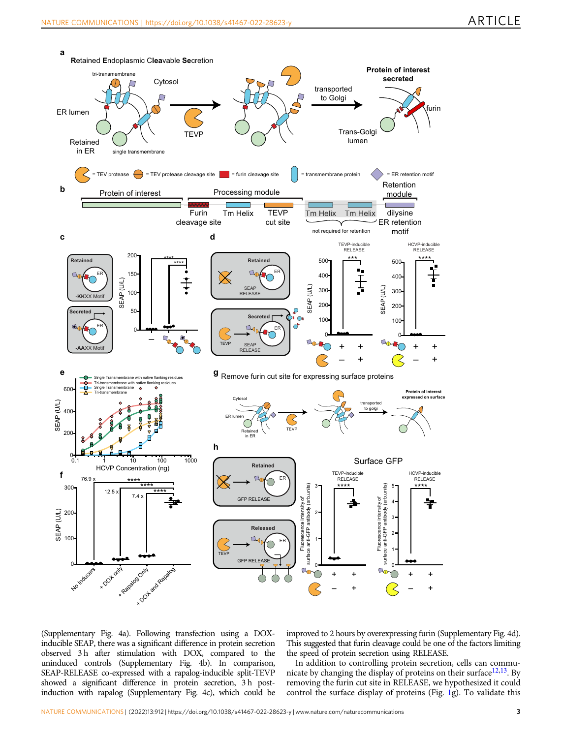(Supplementary Fig. 4a). Following transfection using a DOX-inducible SEAP, there was a significant difference in protein secretion observed 3 h after stimulation with DOX, compared to the uninduced controls (Supplementary Fig. 4b). In comparison, SEAP-RELEASE co-expressed with a rapalog-inducible split-TEVP showed a significant difference in protein secretion, 3 h post-induction with rapalog (Supplementary Fig. 4c), which could be improved to 2 hours by overexpressing furin (Supplementary Fig. 4d). This suggested that furin cleavage could be one of the factors limiting the speed of protein secretion using RELEASE.

In addition to controlling protein secretion, cells can communicate by changing the display of proteins on their surface[12,13]. By removing the furin cut site in RELEASE, we hypothesized it could control the surface display of proteins (Fig. 1g). To validate this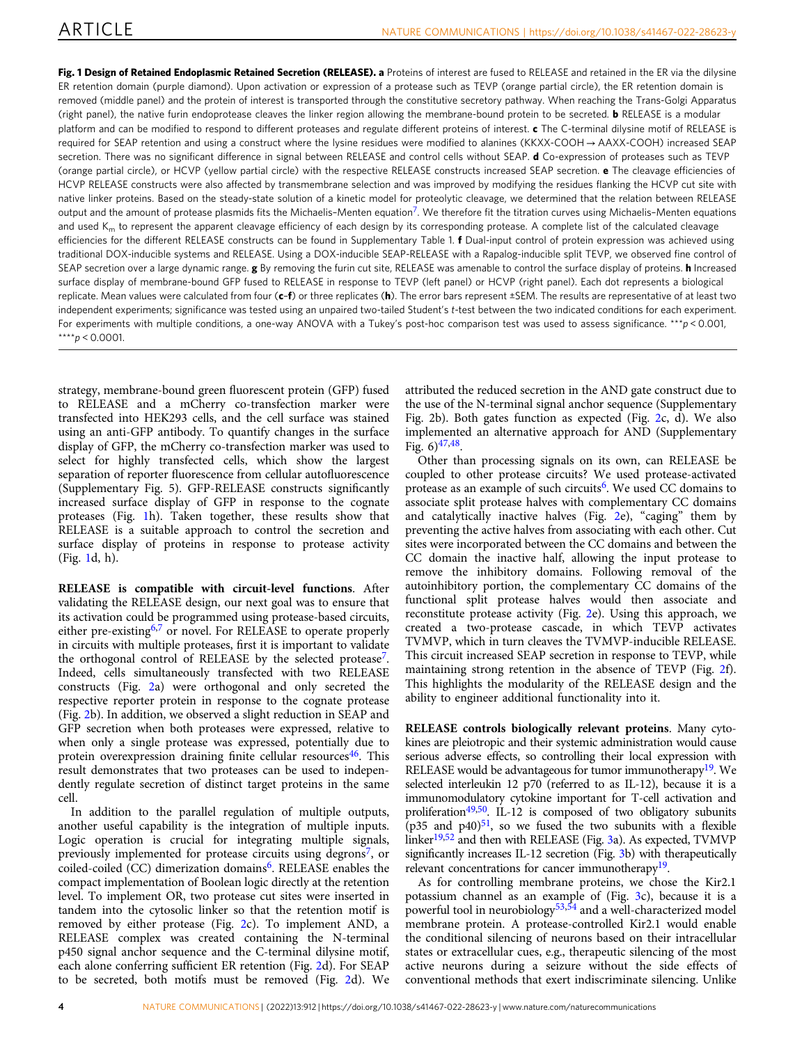**Fig. 1 Design of Retained Endoplasmic Retained Secretion (RELEASE). a** Proteins of interest are fused to RELEASE and retained in the ER via the dilysine ER retention domain (purple diamond). Upon activation or expression of a protease such as TEVP (orange partial circle), the ER retention domain is removed (middle panel) and the protein of interest is transported through the constitutive secretory pathway. When reaching the Trans-Golgi Apparatus (right panel), the native furin endoprotease cleaves the linker region allowing the membrane-bound protein to be secreted. **b** RELEASE is a modular platform and can be modified to respond to different proteases and regulate different proteins of interest. **c** The C-terminal dilysine motif of RELEASE is required for SEAP retention and using a construct where the lysine residues were modified to alanines (KKXX-COOH → AAXX-COOH) increased SEAP secretion. There was no significant difference in signal between RELEASE and control cells without SEAP. **d** Co-expression of proteases such as TEVP (orange partial circle), or HCVP (yellow partial circle) with the respective RELEASE constructs increased SEAP secretion. **e** The cleavage efficiencies of HCVP RELEASE constructs were also affected by transmembrane selection and was improved by modifying the residues flanking the HCVP cut site with native linker proteins. Based on the steady-state solution of a kinetic model for proteolytic cleavage, we determined that the relation between RELEASE output and the amount of protease plasmids fits the Michaelis–Menten equation[7]. We therefore fit the titration curves using Michaelis–Menten equations and used $K_m$ to represent the apparent cleavage efficiency of each design by its corresponding protease. A complete list of the calculated cleavage efficiencies for the different RELEASE constructs can be found in Supplementary Table 1. **f** Dual-input control of protein expression was achieved using traditional DOX-inducible systems and RELEASE. Using a DOX-inducible SEAP-RELEASE with a Rapalog-inducible split TEVP, we observed fine control of SEAP secretion over a large dynamic range. **g** By removing the furin cut site, RELEASE was amenable to control the surface display of proteins. **h** Increased surface display of membrane-bound GFP fused to RELEASE in response to TEVP (left panel) or HCVP (right panel). Each dot represents a biological replicate. Mean values were calculated from four (**c**–**f**) or three replicates (**h**). The error bars represent ±SEM. The results are representative of at least two independent experiments; significance was tested using an unpaired two-tailed Student's *t*-test between the two indicated conditions for each experiment. For experiments with multiple conditions, a one-way ANOVA with a Tukey's post-hoc comparison test was used to assess significance. ***$p < 0.001$, ****$p < 0.0001$.

strategy, membrane-bound green fluorescent protein (GFP) fused to RELEASE and a mCherry co-transfection marker were transfected into HEK293 cells, and the cell surface was stained using an anti-GFP antibody. To quantify changes in the surface display of GFP, the mCherry co-transfection marker was used to select for highly transfected cells, which show the largest separation of reporter fluorescence from cellular autofluorescence (Supplementary Fig. 5). GFP-RELEASE constructs significantly increased surface display of GFP in response to the cognate proteases (Fig. 1h). Taken together, these results show that RELEASE is a suitable approach to control the secretion and surface display of proteins in response to protease activity (Fig. 1d, h).

**RELEASE is compatible with circuit-level functions**. After validating the RELEASE design, our next goal was to ensure that its activation could be programmed using protease-based circuits, either pre-existing[6,7] or novel. For RELEASE to operate properly in circuits with multiple proteases, first it is important to validate the orthogonal control of RELEASE by the selected protease[7]. Indeed, cells simultaneously transfected with two RELEASE constructs (Fig. 2a) were orthogonal and only secreted the respective reporter protein in response to the cognate protease (Fig. 2b). In addition, we observed a slight reduction in SEAP and GFP secretion when both proteases were expressed, relative to when only a single protease was expressed, potentially due to protein overexpression draining finite cellular resources[46]. This result demonstrates that two proteases can be used to independently regulate secretion of distinct target proteins in the same cell.

In addition to the parallel regulation of multiple outputs, another useful capability is the integration of multiple inputs. Logic operation is crucial for integrating multiple signals, previously implemented for protease circuits using degrons[7], or coiled-coiled (CC) dimerization domains[6]. RELEASE enables the compact implementation of Boolean logic directly at the retention level. To implement OR, two protease cut sites were inserted in tandem into the cytosolic linker so that the retention motif is removed by either protease (Fig. 2c). To implement AND, a RELEASE complex was created containing the N-terminal p450 signal anchor sequence and the C-terminal dilysine motif, each alone conferring sufficient ER retention (Fig. 2d). For SEAP to be secreted, both motifs must be removed (Fig. 2d). We attributed the reduced secretion in the AND gate construct due to the use of the N-terminal signal anchor sequence (Supplementary Fig. 2b). Both gates function as expected (Fig. 2c, d). We also implemented an alternative approach for AND (Supplementary Fig. 6)[47,48].

Other than processing signals on its own, can RELEASE be coupled to other protease circuits? We used protease-activated protease as an example of such circuits[6]. We used CC domains to associate split protease halves with complementary CC domains and catalytically inactive halves (Fig. 2e), "caging" them by preventing the active halves from associating with each other. Cut sites were incorporated between the CC domains and between the CC domain the inactive half, allowing the input protease to remove the inhibitory domains. Following removal of the autoinhibitory portion, the complementary CC domains of the functional split protease halves would then associate and reconstitute protease activity (Fig. 2e). Using this approach, we created a two-protease cascade, in which TEVP activates TVMVP, which in turn cleaves the TVMVP-inducible RELEASE. This circuit increased SEAP secretion in response to TEVP, while maintaining strong retention in the absence of TEVP (Fig. 2f). This highlights the modularity of the RELEASE design and the ability to engineer additional functionality into it.

**RELEASE controls biologically relevant proteins**. Many cytokines are pleiotropic and their systemic administration would cause serious adverse effects, so controlling their local expression with RELEASE would be advantageous for tumor immunotherapy[19]. We selected interleukin 12 p70 (referred to as IL-12), because it is a immunomodulatory cytokine important for T-cell activation and proliferation[49,50]. IL-12 is composed of two obligatory subunits (p35 and p40)[51], so we fused the two subunits with a flexible linker[19,52] and then with RELEASE (Fig. 3a). As expected, TVMVP significantly increases IL-12 secretion (Fig. 3b) with therapeutically relevant concentrations for cancer immunotherapy[19].

As for controlling membrane proteins, we chose the Kir2.1 potassium channel as an example of (Fig. 3c), because it is a powerful tool in neurobiology[53,54] and a well-characterized model membrane protein. A protease-controlled Kir2.1 would enable the conditional silencing of neurons based on their intracellular states or extracellular cues, e.g., therapeutic silencing of the most active neurons during a seizure without the side effects of conventional methods that exert indiscriminate silencing. Unlike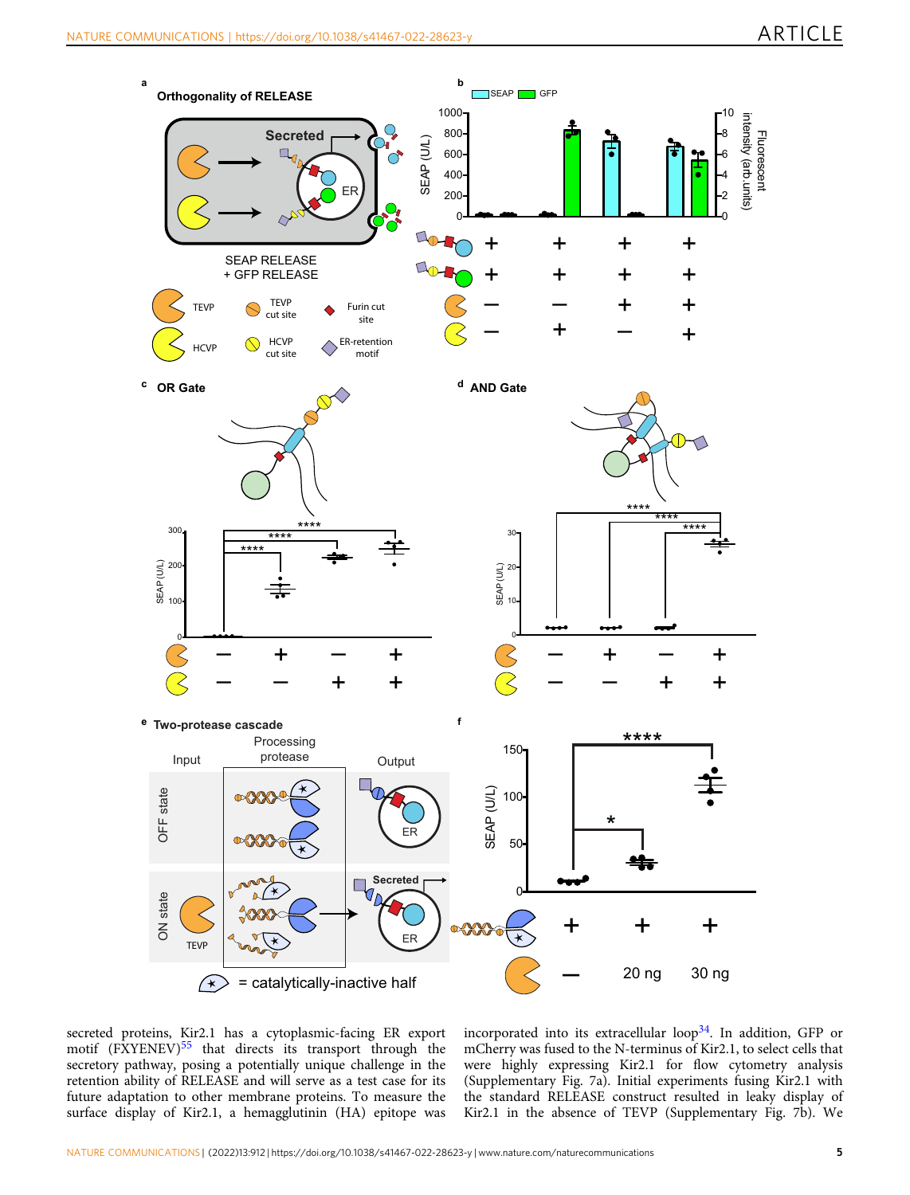secreted proteins, Kir2.1 has a cytoplasmic-facing ER export motif (FXYENEV)[55] that directs its transport through the secretory pathway, posing a potentially unique challenge in the retention ability of RELEASE and will serve as a test case for its future adaptation to other membrane proteins. To measure the surface display of Kir2.1, a hemagglutinin (HA) epitope was incorporated into its extracellular loop[34]. In addition, GFP or mCherry was fused to the N-terminus of Kir2.1, to select cells that were highly expressing Kir2.1 for flow cytometry analysis (Supplementary Fig. 7a). Initial experiments fusing Kir2.1 with the standard RELEASE construct resulted in leaky display of Kir2.1 in the absence of TEVP (Supplementary Fig. 7b). We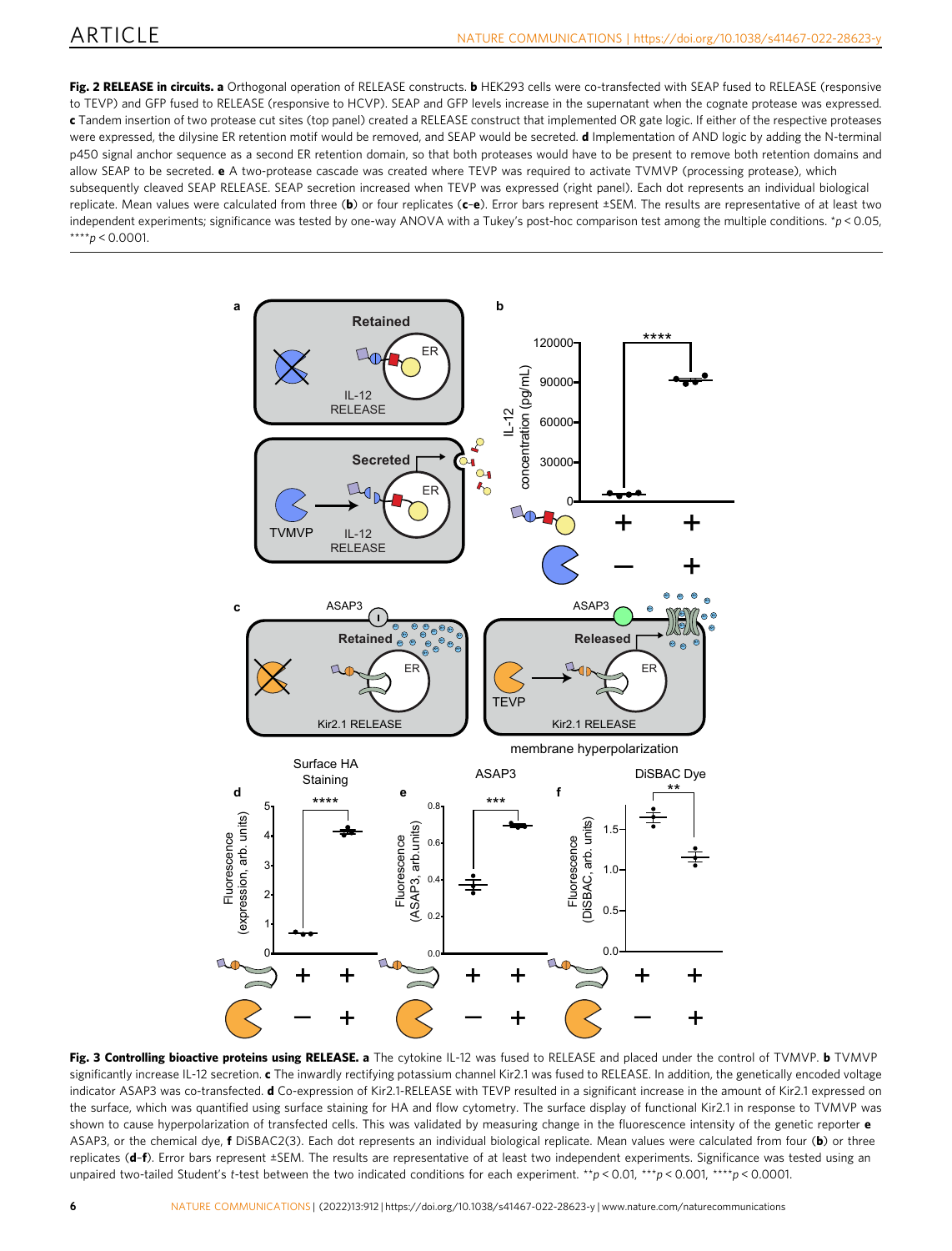**Fig. 2 RELEASE in circuits. a** Orthogonal operation of RELEASE constructs. **b** HEK293 cells were co-transfected with SEAP fused to RELEASE (responsive to TEVP) and GFP fused to RELEASE (responsive to HCVP). SEAP and GFP levels increase in the supernatant when the cognate protease was expressed. **c** Tandem insertion of two protease cut sites (top panel) created a RELEASE construct that implemented OR gate logic. If either of the respective proteases were expressed, the dilysine ER retention motif would be removed, and SEAP would be secreted. **d** Implementation of AND logic by adding the N-terminal p450 signal anchor sequence as a second ER retention domain, so that both proteases would have to be present to remove both retention domains and allow SEAP to be secreted. **e** A two-protease cascade was created where TEVP was required to activate TVMVP (processing protease), which subsequently cleaved SEAP RELEASE. SEAP secretion increased when TEVP was expressed (right panel). Each dot represents an individual biological replicate. Mean values were calculated from three (**b**) or four replicates (**c**–**e**). Error bars represent ±SEM. The results are representative of at least two independent experiments; significance was tested by one-way ANOVA with a Tukey's post-hoc comparison test among the multiple conditions. \*$p < 0.05$, \*\*\*\*$p < 0.0001$.

**Fig. 3 Controlling bioactive proteins using RELEASE. a** The cytokine IL-12 was fused to RELEASE and placed under the control of TVMVP. **b** TVMVP significantly increase IL-12 secretion. **c** The inwardly rectifying potassium channel Kir2.1 was fused to RELEASE. In addition, the genetically encoded voltage indicator ASAP3 was co-transfected. **d** Co-expression of Kir2.1-RELEASE with TEVP resulted in a significant increase in the amount of Kir2.1 expressed on the surface, which was quantified using surface staining for HA and flow cytometry. The surface display of functional Kir2.1 in response to TVMVP was shown to cause hyperpolarization of transfected cells. This was validated by measuring change in the fluorescence intensity of the genetic reporter **e** ASAP3, or the chemical dye, **f** DiSBAC2(3). Each dot represents an individual biological replicate. Mean values were calculated from four (**b**) or three replicates (**d**–**f**). Error bars represent ±SEM. The results are representative of at least two independent experiments. Significance was tested using an unpaired two-tailed Student's *t*-test between the two indicated conditions for each experiment. \*\*$p < 0.01$, \*\*\*$p < 0.001$, \*\*\*\*$p < 0.0001$.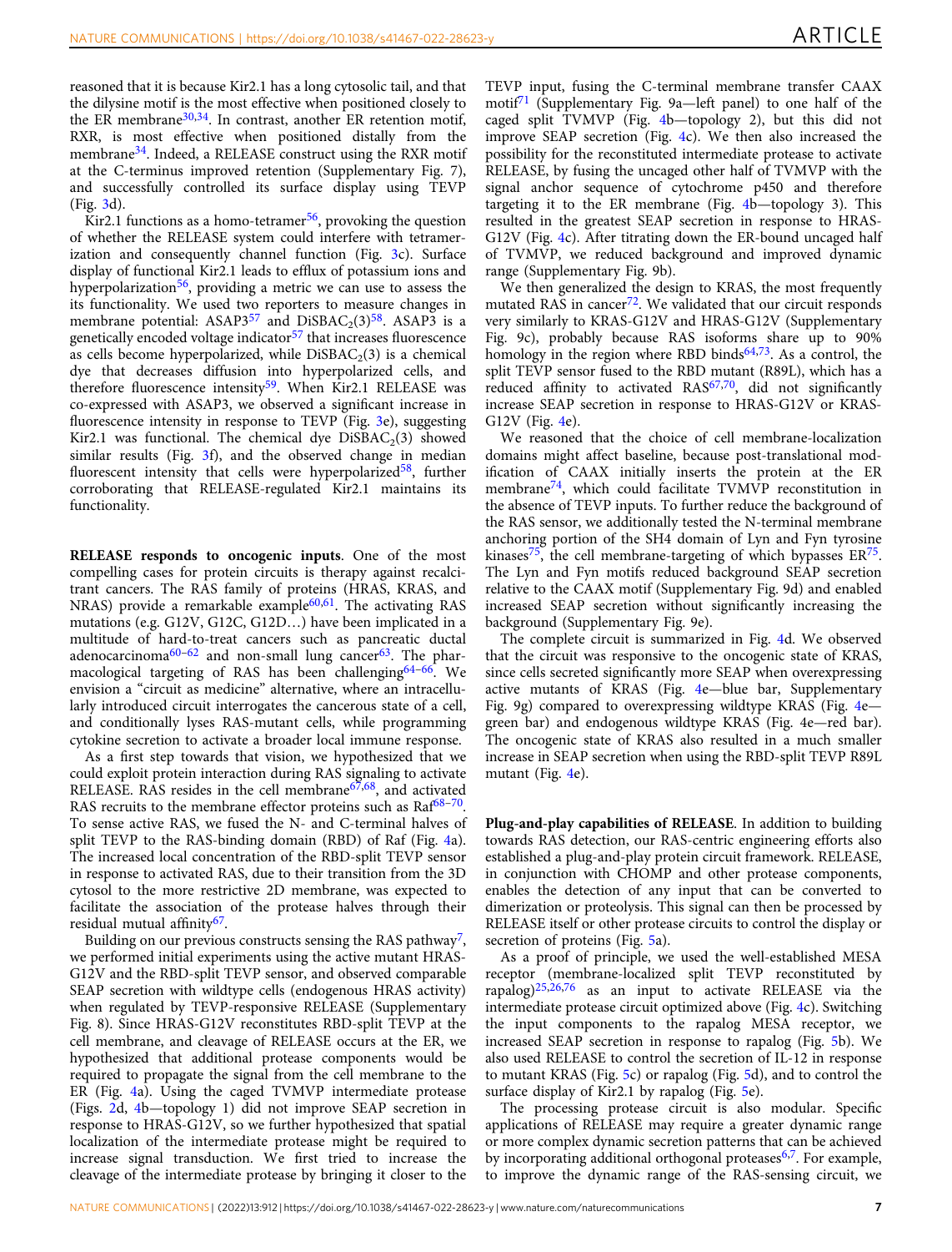reasoned that it is because Kir2.1 has a long cytosolic tail, and that the dilysine motif is the most effective when positioned closely to the ER membrane[30,34]. In contrast, another ER retention motif, RXR, is most effective when positioned distally from the membrane[34]. Indeed, a RELEASE construct using the RXR motif at the C-terminus improved retention (Supplementary Fig. 7), and successfully controlled its surface display using TEVP (Fig. 3d).

Kir2.1 functions as a homo-tetramer[56], provoking the question of whether the RELEASE system could interfere with tetramerization and consequently channel function (Fig. 3c). Surface display of functional Kir2.1 leads to efflux of potassium ions and hyperpolarization[56], providing a metric we can use to assess the its functionality. We used two reporters to measure changes in membrane potential: ASAP3[57] and $DiSBAC_2(3)$[58]. ASAP3 is a genetically encoded voltage indicator[57] that increases fluorescence as cells become hyperpolarized, while $DiSBAC_2(3)$ is a chemical dye that decreases diffusion into hyperpolarized cells, and therefore fluorescence intensity[59]. When Kir2.1 RELEASE was co-expressed with ASAP3, we observed a significant increase in fluorescence intensity in response to TEVP (Fig. 3e), suggesting Kir2.1 was functional. The chemical dye $DiSBAC_2(3)$ showed similar results (Fig. 3f), and the observed change in median fluorescent intensity that cells were hyperpolarized[58], further corroborating that RELEASE-regulated Kir2.1 maintains its functionality.

**RELEASE responds to oncogenic inputs**. One of the most compelling cases for protein circuits is therapy against recalcitrant cancers. The RAS family of proteins (HRAS, KRAS, and NRAS) provide a remarkable example[60,61]. The activating RAS mutations (e.g. G12V, G12C, G12D…) have been implicated in a multitude of hard-to-treat cancers such as pancreatic ductal adenocarcinoma[60–62] and non-small lung cancer[63]. The pharmacological targeting of RAS has been challenging[64–66]. We envision a "circuit as medicine" alternative, where an intracellularly introduced circuit interrogates the cancerous state of a cell, and conditionally lyses RAS-mutant cells, while programming cytokine secretion to activate a broader local immune response.

As a first step towards that vision, we hypothesized that we could exploit protein interaction during RAS signaling to activate RELEASE. RAS resides in the cell membrane[67,68], and activated RAS recruits to the membrane effector proteins such as Raf[68–70]. To sense active RAS, we fused the N- and C-terminal halves of split TEVP to the RAS-binding domain (RBD) of Raf (Fig. 4a). The increased local concentration of the RBD-split TEVP sensor in response to activated RAS, due to their transition from the 3D cytosol to the more restrictive 2D membrane, was expected to facilitate the association of the protease halves through their residual mutual affinity[67].

Building on our previous constructs sensing the RAS pathway[7], we performed initial experiments using the active mutant HRAS-G12V and the RBD-split TEVP sensor, and observed comparable SEAP secretion with wildtype cells (endogenous HRAS activity) when regulated by TEVP-responsive RELEASE (Supplementary Fig. 8). Since HRAS-G12V reconstitutes RBD-split TEVP at the cell membrane, and cleavage of RELEASE occurs at the ER, we hypothesized that additional protease components would be required to propagate the signal from the cell membrane to the ER (Fig. 4a). Using the caged TVMVP intermediate protease (Figs. 2d, 4b—topology 1) did not improve SEAP secretion in response to HRAS-G12V, so we further hypothesized that spatial localization of the intermediate protease might be required to increase signal transduction. We first tried to increase the cleavage of the intermediate protease by bringing it closer to the TEVP input, fusing the C-terminal membrane transfer CAAX motif[71] (Supplementary Fig. 9a—left panel) to one half of the caged split TVMVP (Fig. 4b—topology 2), but this did not improve SEAP secretion (Fig. 4c). We then also increased the possibility for the reconstituted intermediate protease to activate RELEASE, by fusing the uncaged other half of TVMVP with the signal anchor sequence of cytochrome p450 and therefore targeting it to the ER membrane (Fig. 4b—topology 3). This resulted in the greatest SEAP secretion in response to HRAS-G12V (Fig. 4c). After titrating down the ER-bound uncaged half of TVMVP, we reduced background and improved dynamic range (Supplementary Fig. 9b).

We then generalized the design to KRAS, the most frequently mutated RAS in cancer[72]. We validated that our circuit responds very similarly to KRAS-G12V and HRAS-G12V (Supplementary Fig. 9c), probably because RAS isoforms share up to 90% homology in the region where RBD binds[64,73]. As a control, the split TEVP sensor fused to the RBD mutant (R89L), which has a reduced affinity to activated RAS[67,70], did not significantly increase SEAP secretion in response to HRAS-G12V or KRAS-G12V (Fig. 4e).

We reasoned that the choice of cell membrane-localization domains might affect baseline, because post-translational modification of CAAX initially inserts the protein at the ER membrane[74], which could facilitate TVMVP reconstitution in the absence of TEVP inputs. To further reduce the background of the RAS sensor, we additionally tested the N-terminal membrane anchoring portion of the SH4 domain of Lyn and Fyn tyrosine kinases[75], the cell membrane-targeting of which bypasses ER[75]. The Lyn and Fyn motifs reduced background SEAP secretion relative to the CAAX motif (Supplementary Fig. 9d) and enabled increased SEAP secretion without significantly increasing the background (Supplementary Fig. 9e).

The complete circuit is summarized in Fig. 4d. We observed that the circuit was responsive to the oncogenic state of KRAS, since cells secreted significantly more SEAP when overexpressing active mutants of KRAS (Fig. 4e—blue bar, Supplementary Fig. 9g) compared to overexpressing wildtype KRAS (Fig. 4e—green bar) and endogenous wildtype KRAS (Fig. 4e—red bar). The oncogenic state of KRAS also resulted in a much smaller increase in SEAP secretion when using the RBD-split TEVP R89L mutant (Fig. 4e).

**Plug-and-play capabilities of RELEASE**. In addition to building towards RAS detection, our RAS-centric engineering efforts also established a plug-and-play protein circuit framework. RELEASE, in conjunction with CHOMP and other protease components, enables the detection of any input that can be converted to dimerization or proteolysis. This signal can then be processed by RELEASE itself or other protease circuits to control the display or secretion of proteins (Fig. 5a).

As a proof of principle, we used the well-established MESA receptor (membrane-localized split TEVP reconstituted by rapalog)[25,26,76] as an input to activate RELEASE via the intermediate protease circuit optimized above (Fig. 4c). Switching the input components to the rapalog MESA receptor, we increased SEAP secretion in response to rapalog (Fig. 5b). We also used RELEASE to control the secretion of IL-12 in response to mutant KRAS (Fig. 5c) or rapalog (Fig. 5d), and to control the surface display of Kir2.1 by rapalog (Fig. 5e).

The processing protease circuit is also modular. Specific applications of RELEASE may require a greater dynamic range or more complex dynamic secretion patterns that can be achieved by incorporating additional orthogonal proteases[6,7]. For example, to improve the dynamic range of the RAS-sensing circuit, we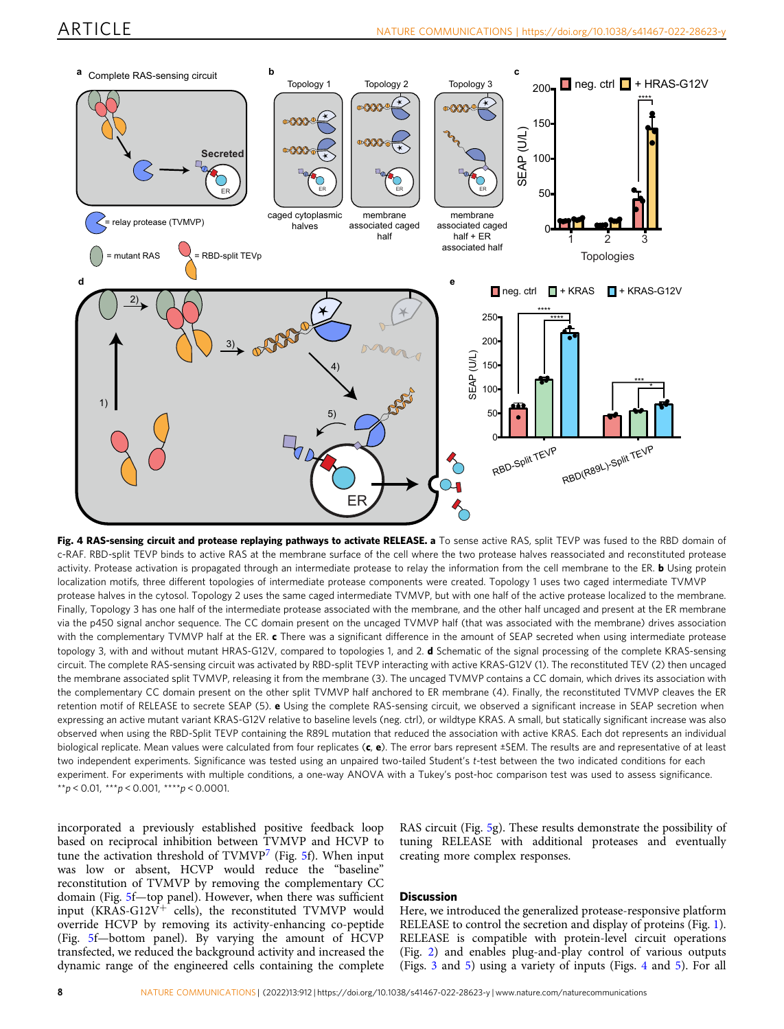**Fig. 4 RAS-sensing circuit and protease replaying pathways to activate RELEASE.** **a** To sense active RAS, split TEVP was fused to the RBD domain of c-RAF. RBD-split TEVP binds to active RAS at the membrane surface of the cell where the two protease halves reassociated and reconstituted protease activity. Protease activation is propagated through an intermediate protease to relay the information from the cell membrane to the ER. **b** Using protein localization motifs, three different topologies of intermediate protease components were created. Topology 1 uses two caged intermediate TVMVP protease halves in the cytosol. Topology 2 uses the same caged intermediate TVMVP, but with one half of the active protease localized to the membrane. Finally, Topology 3 has one half of the intermediate protease associated with the membrane, and the other half uncaged and present at the ER membrane via the p450 signal anchor sequence. The CC domain present on the uncaged TVMVP half (that was associated with the membrane) drives association with the complementary TVMVP half at the ER. **c** There was a significant difference in the amount of SEAP secreted when using intermediate protease topology 3, with and without mutant HRAS-G12V, compared to topologies 1, and 2. **d** Schematic of the signal processing of the complete KRAS-sensing circuit. The complete RAS-sensing circuit was activated by RBD-split TEVP interacting with active KRAS-G12V (1). The reconstituted TEV (2) then uncaged the membrane associated split TVMVP, releasing it from the membrane (3). The uncaged TVMVP contains a CC domain, which drives its association with the complementary CC domain present on the other split TVMVP half anchored to ER membrane (4). Finally, the reconstituted TVMVP cleaves the ER retention motif of RELEASE to secrete SEAP (5). **e** Using the complete RAS-sensing circuit, we observed a significant increase in SEAP secretion when expressing an active mutant variant KRAS-G12V relative to baseline levels (neg. ctrl), or wildtype KRAS. A small, but statically significant increase was also observed when using the RBD-Split TEVP containing the R89L mutation that reduced the association with active KRAS. Each dot represents an individual biological replicate. Mean values were calculated from four replicates (**c**, **e**). The error bars represent ±SEM. The results are and representative of at least two independent experiments. Significance was tested using an unpaired two-tailed Student's *t*-test between the two indicated conditions for each experiment. For experiments with multiple conditions, a one-way ANOVA with a Tukey's post-hoc comparison test was used to assess significance. $^{**}p < 0.01$, $^{***}p < 0.001$, $^{****}p < 0.0001$.

incorporated a previously established positive feedback loop based on reciprocal inhibition between TVMVP and HCVP to tune the activation threshold of TVMVP[7] (Fig. 5f). When input was low or absent, HCVP would reduce the "baseline" reconstitution of TVMVP by removing the complementary CC domain (Fig. 5f—top panel). However, when there was sufficient input (KRAS-G12V$^{+}$ cells), the reconstituted TVMVP would override HCVP by removing its activity-enhancing co-peptide (Fig. 5f—bottom panel). By varying the amount of HCVP transfected, we reduced the background activity and increased the dynamic range of the engineered cells containing the complete RAS circuit (Fig. 5g). These results demonstrate the possibility of tuning RELEASE with additional proteases and eventually creating more complex responses.

## Discussion

Here, we introduced the generalized protease-responsive platform RELEASE to control the secretion and display of proteins (Fig. 1). RELEASE is compatible with protein-level circuit operations (Fig. 2) and enables plug-and-play control of various outputs (Figs. 3 and 5) using a variety of inputs (Figs. 4 and 5). For all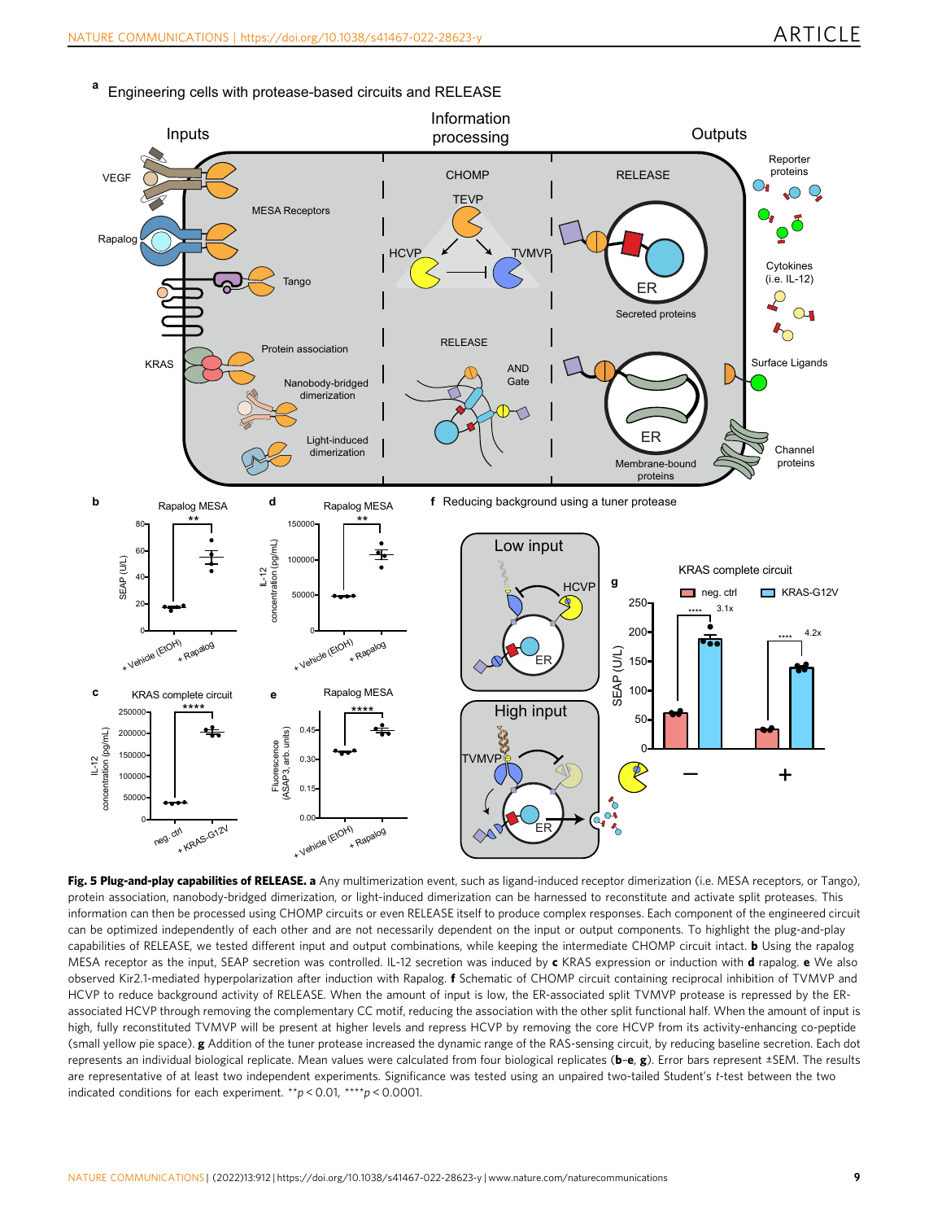**Fig. 5 Plug-and-play capabilities of RELEASE. a** Any multimerization event, such as ligand-induced receptor dimerization (i.e. MESA receptors, or Tango), protein association, nanobody-bridged dimerization, or light-induced dimerization can be harnessed to reconstitute and activate split proteases. This information can then be processed using CHOMP circuits or even RELEASE itself to produce complex responses. Each component of the engineered circuit can be optimized independently of each other and are not necessarily dependent on the input or output components. To highlight the plug-and-play capabilities of RELEASE, we tested different input and output combinations, while keeping the intermediate CHOMP circuit intact. **b** Using the rapalog MESA receptor as the input, SEAP secretion was controlled. IL-12 secretion was induced by **c** KRAS expression or induction with **d** rapalog. **e** We also observed Kir2.1-mediated hyperpolarization after induction with Rapalog. **f** Schematic of CHOMP circuit containing reciprocal inhibition of TVMVP and HCVP to reduce background activity of RELEASE. When the amount of input is low, the ER-associated split TVMVP protease is repressed by the ER-associated HCVP through removing the complementary CC motif, reducing the association with the other split functional half. When the amount of input is high, fully reconstituted TVMVP will be present at higher levels and repress HCVP by removing the core HCVP from its activity-enhancing co-peptide (small yellow pie space). **g** Addition of the tuner protease increased the dynamic range of the RAS-sensing circuit, by reducing baseline secretion. Each dot represents an individual biological replicate. Mean values were calculated from four biological replicates (**b**–**e**, **g**). Error bars represent ±SEM. The results are representative of at least two independent experiments. Significance was tested using an unpaired two-tailed Student's *t*-test between the two indicated conditions for each experiment. **$p < 0.01$, ****$p < 0.0001$.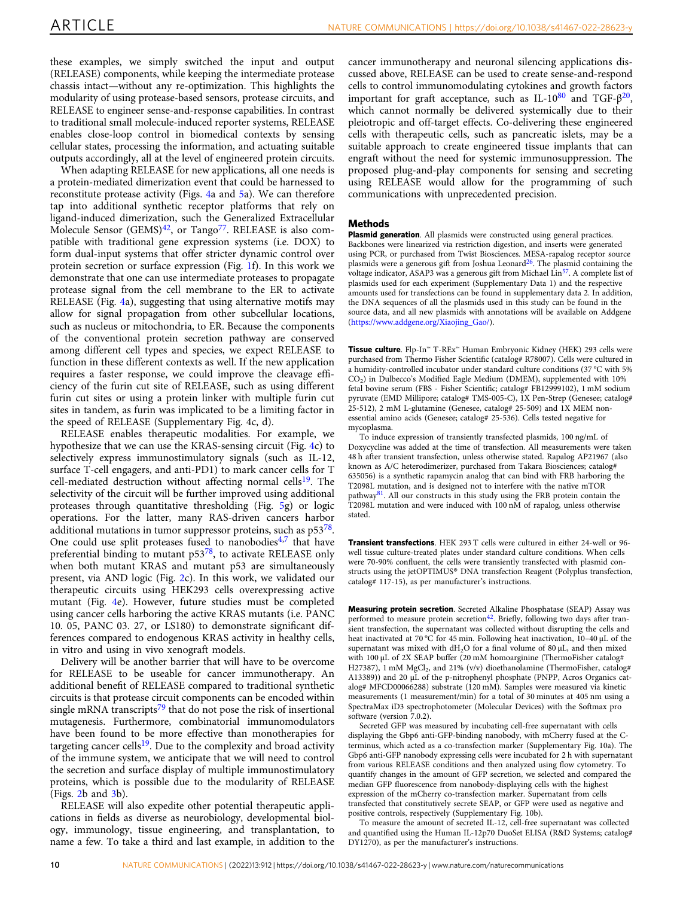these examples, we simply switched the input and output (RELEASE) components, while keeping the intermediate protease chassis intact—without any re-optimization. This highlights the modularity of using protease-based sensors, protease circuits, and RELEASE to engineer sense-and-response capabilities. In contrast to traditional small molecule-induced reporter systems, RELEASE enables close-loop control in biomedical contexts by sensing cellular states, processing the information, and actuating suitable outputs accordingly, all at the level of engineered protein circuits.

When adapting RELEASE for new applications, all one needs is a protein-mediated dimerization event that could be harnessed to reconstitute protease activity (Figs. 4a and 5a). We can therefore tap into additional synthetic receptor platforms that rely on ligand-induced dimerization, such the Generalized Extracellular Molecule Sensor (GEMS)[42], or Tango[77]. RELEASE is also compatible with traditional gene expression systems (i.e. DOX) to form dual-input systems that offer stricter dynamic control over protein secretion or surface expression (Fig. 1f). In this work we demonstrate that one can use intermediate proteases to propagate protease signal from the cell membrane to the ER to activate RELEASE (Fig. 4a), suggesting that using alternative motifs may allow for signal propagation from other subcellular locations, such as nucleus or mitochondria, to ER. Because the components of the conventional protein secretion pathway are conserved among different cell types and species, we expect RELEASE to function in these different contexts as well. If the new application requires a faster response, we could improve the cleavage efficiency of the furin cut site of RELEASE, such as using different furin cut sites or using a protein linker with multiple furin cut sites in tandem, as furin was implicated to be a limiting factor in the speed of RELEASE (Supplementary Fig. 4c, d).

RELEASE enables therapeutic modalities. For example, we hypothesize that we can use the KRAS-sensing circuit (Fig. 4c) to selectively express immunostimulatory signals (such as IL-12, surface T-cell engagers, and anti-PD1) to mark cancer cells for T cell-mediated destruction without affecting normal cells[19]. The selectivity of the circuit will be further improved using additional proteases through quantitative thresholding (Fig. 5g) or logic operations. For the latter, many RAS-driven cancers harbor additional mutations in tumor suppressor proteins, such as p53[78]. One could use split proteases fused to nanobodies[4,7] that have preferential binding to mutant p53[78], to activate RELEASE only when both mutant KRAS and mutant p53 are simultaneously present, via AND logic (Fig. 2c). In this work, we validated our therapeutic circuits using HEK293 cells overexpressing active mutant (Fig. 4e). However, future studies must be completed using cancer cells harboring the active KRAS mutants (i.e. PANC 10. 05, PANC 03. 27, or LS180) to demonstrate significant differences compared to endogenous KRAS activity in healthy cells, in vitro and using in vivo xenograft models.

Delivery will be another barrier that will have to be overcome for RELEASE to be useable for cancer immunotherapy. An additional benefit of RELEASE compared to traditional synthetic circuits is that protease circuit components can be encoded within single mRNA transcripts[79] that do not pose the risk of insertional mutagenesis. Furthermore, combinatorial immunomodulators have been found to be more effective than monotherapies for targeting cancer cells[19]. Due to the complexity and broad activity of the immune system, we anticipate that we will need to control the secretion and surface display of multiple immunostimulatory proteins, which is possible due to the modularity of RELEASE (Figs. 2b and 3b).

RELEASE will also expedite other potential therapeutic applications in fields as diverse as neurobiology, developmental biology, immunology, tissue engineering, and transplantation, to name a few. To take a third and last example, in addition to the cancer immunotherapy and neuronal silencing applications discussed above, RELEASE can be used to create sense-and-respond cells to control immunomodulating cytokines and growth factors important for graft acceptance, such as IL-10[80] and TGF-β[20], which cannot normally be delivered systemically due to their pleiotropic and off-target effects. Co-delivering these engineered cells with therapeutic cells, such as pancreatic islets, may be a suitable approach to create engineered tissue implants that can engraft without the need for systemic immunosuppression. The proposed plug-and-play components for sensing and secreting using RELEASE would allow for the programming of such communications with unprecedented precision.

## Methods

**Plasmid generation**. All plasmids were constructed using general practices. Backbones were linearized via restriction digestion, and inserts were generated using PCR, or purchased from Twist Biosciences. MESA-rapalog receptor source plasmids were a generous gift from Joshua Leonard[26]. The plasmid containing the voltage indicator, ASAP3 was a generous gift from Michael Lin[57]. A complete list of plasmids used for each experiment (Supplementary Data 1) and the respective amounts used for transfections can be found in supplementary data 2. In addition, the DNA sequences of all the plasmids used in this study can be found in the source data, and all new plasmids with annotations will be available on Addgene (https://www.addgene.org/Xiaojing_Gao/).

**Tissue culture**. Flp-In™ T-REx™ Human Embryonic Kidney (HEK) 293 cells were purchased from Thermo Fisher Scientific (catalog# R78007). Cells were cultured in a humidity-controlled incubator under standard culture conditions (37 °C with 5% $CO_2$) in Dulbecco's Modified Eagle Medium (DMEM), supplemented with 10% fetal bovine serum (FBS - Fisher Scientific; catalog# FB12999102), 1 mM sodium pyruvate (EMD Millipore; catalog# TMS-005-C), 1X Pen-Strep (Genesee; catalog# 25-512), 2 mM L-glutamine (Genesee, catalog# 25-509) and 1X MEM non-essential amino acids (Genesee; catalog# 25-536). Cells tested negative for mycoplasma.

To induce expression of transiently transfected plasmids, 100 ng/mL of Doxycycline was added at the time of transfection. All measurements were taken 48 h after transient transfection, unless otherwise stated. Rapalog AP21967 (also known as A/C heterodimerizer, purchased from Takara Biosciences; catalog# 635056) is a synthetic rapamycin analog that can bind with FRB harboring the T2098L mutation, and is designed not to interfere with the native mTOR pathway[81]. All our constructs in this study using the FRB protein contain the T2098L mutation and were induced with 100 nM of rapalog, unless otherwise stated.

**Transient transfections**. HEK 293 T cells were cultured in either 24-well or 96-well tissue culture-treated plates under standard culture conditions. When cells were 70-90% confluent, the cells were transiently transfected with plasmid constructs using the jetOPTIMUS® DNA transfection Reagent (Polyplus transfection, catalog# 117-15), as per manufacturer's instructions.

**Measuring protein secretion**. Secreted Alkaline Phosphatase (SEAP) Assay was performed to measure protein secretion[42]. Briefly, following two days after transient transfection, the supernatant was collected without disrupting the cells and heat inactivated at 70 °C for 45 min. Following heat inactivation, 10–40 µL of the supernatant was mixed with $dH_2O$ for a final volume of 80 µL, and then mixed with 100 µL of 2X SEAP buffer (20 mM homoarginine (ThermoFisher catalog# H27387), 1 mM $MgCl_2$, and 21% (v/v) dioethanolamine (ThermoFisher, catalog# A13389)) and 20 µL of the p-nitrophenyl phosphate (PNPP, Acros Organics catalog# MFCD00066288) substrate (120 mM). Samples were measured via kinetic measurements (1 measurement/min) for a total of 30 minutes at 405 nm using a SpectraMax iD3 spectrophotometer (Molecular Devices) with the Softmax pro software (version 7.0.2).

Secreted GFP was measured by incubating cell-free supernatant with cells displaying the Gbp6 anti-GFP-binding nanobody, with mCherry fused at the C-terminus, which acted as a co-transfection marker (Supplementary Fig. 10a). The Gbp6 anti-GFP nanobody expressing cells were incubated for 2 h with supernatant from various RELEASE conditions and then analyzed using flow cytometry. To quantify changes in the amount of GFP secretion, we selected and compared the median GFP fluorescence from nanobody-displaying cells with the highest expression of the mCherry co-transfection marker. Supernatant from cells transfected that constitutively secrete SEAP, or GFP were used as negative and positive controls, respectively (Supplementary Fig. 10b).

To measure the amount of secreted IL-12, cell-free supernatant was collected and quantified using the Human IL-12p70 DuoSet ELISA (R&D Systems; catalog# DY1270), as per the manufacturer's instructions.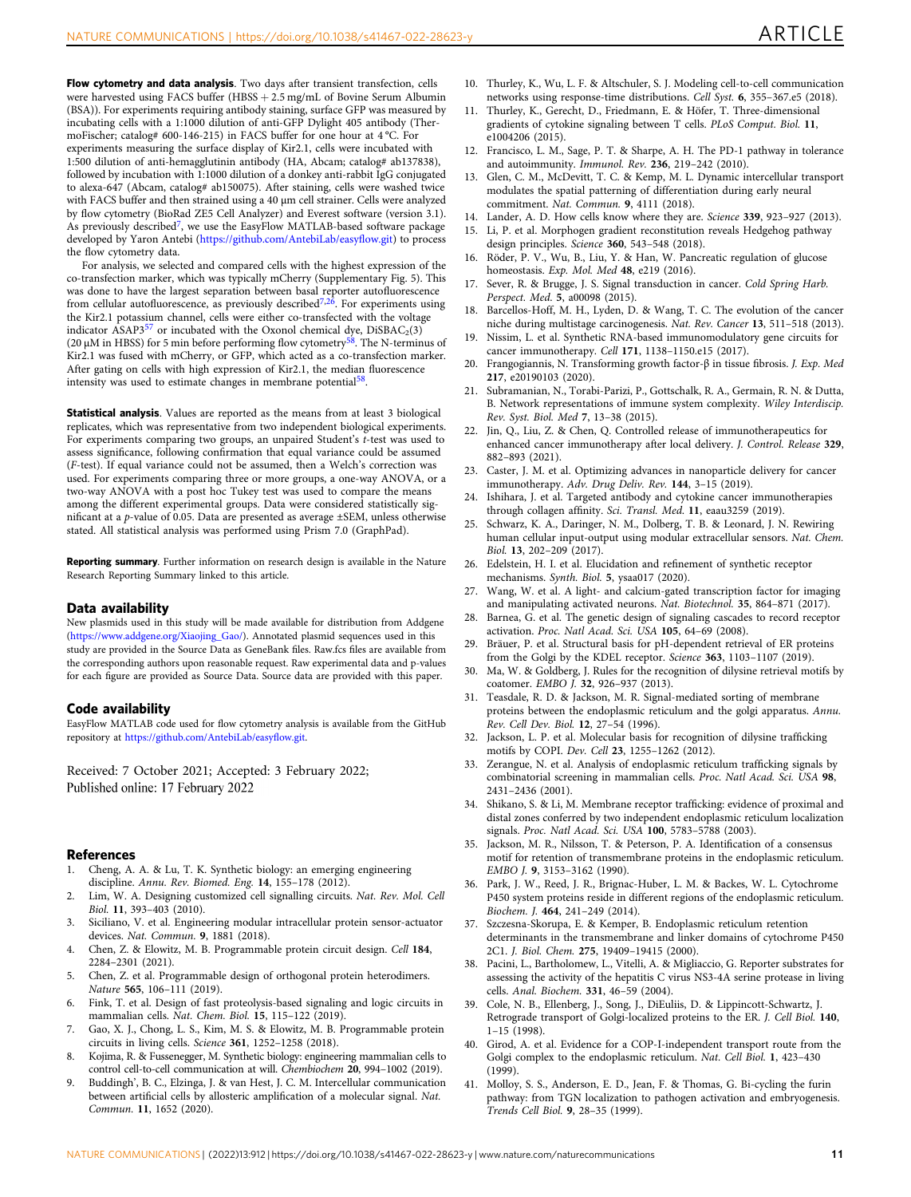**Flow cytometry and data analysis**. Two days after transient transfection, cells were harvested using FACS buffer (HBSS + 2.5 mg/mL of Bovine Serum Albumin (BSA)). For experiments requiring antibody staining, surface GFP was measured by incubating cells with a 1:1000 dilution of anti-GFP Dylight 405 antibody (ThermoFischer; catalog# 600-146-215) in FACS buffer for one hour at 4 °C. For experiments measuring the surface display of Kir2.1, cells were incubated with 1:500 dilution of anti-hemagglutinin antibody (HA, Abcam; catalog# ab137838), followed by incubation with 1:1000 dilution of a donkey anti-rabbit IgG conjugated to alexa-647 (Abcam, catalog# ab150075). After staining, cells were washed twice with FACS buffer and then strained using a 40 μm cell strainer. Cells were analyzed by flow cytometry (BioRad ZE5 Cell Analyzer) and Everest software (version 3.1). As previously described[7], we use the EasyFlow MATLAB-based software package developed by Yaron Antebi (https://github.com/AntebiLab/easyflow.git) to process the flow cytometry data.

For analysis, we selected and compared cells with the highest expression of the co-transfection marker, which was typically mCherry (Supplementary Fig. 5). This was done to have the largest separation between basal reporter autofluorescence from cellular autofluorescence, as previously described[7,26]. For experiments using the Kir2.1 potassium channel, cells were either co-transfected with the voltage indicator ASAP3[57] or incubated with the Oxonol chemical dye, $DiSBAC_2(3)$ (20 μM in HBSS) for 5 min before performing flow cytometry[58]. The N-terminus of Kir2.1 was fused with mCherry, or GFP, which acted as a co-transfection marker. After gating on cells with high expression of Kir2.1, the median fluorescence intensity was used to estimate changes in membrane potential[58].

**Statistical analysis**. Values are reported as the means from at least 3 biological replicates, which was representative from two independent biological experiments. For experiments comparing two groups, an unpaired Student's *t*-test was used to assess significance, following confirmation that equal variance could be assumed (*F*-test). If equal variance could not be assumed, then a Welch's correction was used. For experiments comparing three or more groups, a one-way ANOVA, or a two-way ANOVA with a post hoc Tukey test was used to compare the means among the different experimental groups. Data were considered statistically significant at a *p*-value of 0.05. Data are presented as average ±SEM, unless otherwise stated. All statistical analysis was performed using Prism 7.0 (GraphPad).

**Reporting summary**. Further information on research design is available in the Nature Research Reporting Summary linked to this article.

## Data availability

New plasmids used in this study will be made available for distribution from Addgene (https://www.addgene.org/Xiaojing_Gao/). Annotated plasmid sequences used in this study are provided in the Source Data as GeneBank files. Raw.fcs files are available from the corresponding authors upon reasonable request. Raw experimental data and p-values for each figure are provided as Source Data. Source data are provided with this paper.

## Code availability

EasyFlow MATLAB code used for flow cytometry analysis is available from the GitHub repository at https://github.com/AntebiLab/easyflow.git.

Received: 7 October 2021; Accepted: 3 February 2022;
Published online: 17 February 2022

## References

1. Cheng, A. A. & Lu, T. K. Synthetic biology: an emerging engineering discipline. *Annu. Rev. Biomed. Eng.* **14**, 155–178 (2012).
2. Lim, W. A. Designing customized cell signalling circuits. *Nat. Rev. Mol. Cell Biol.* **11**, 393–403 (2010).
3. Siciliano, V. et al. Engineering modular intracellular protein sensor-actuator devices. *Nat. Commun.* **9**, 1881 (2018).
4. Chen, Z. & Elowitz, M. B. Programmable protein circuit design. *Cell* **184**, 2284–2301 (2021).
5. Chen, Z. et al. Programmable design of orthogonal protein heterodimers. *Nature* **565**, 106–111 (2019).
6. Fink, T. et al. Design of fast proteolysis-based signaling and logic circuits in mammalian cells. *Nat. Chem. Biol.* **15**, 115–122 (2019).
7. Gao, X. J., Chong, L. S., Kim, M. S. & Elowitz, M. B. Programmable protein circuits in living cells. *Science* **361**, 1252–1258 (2018).
8. Kojima, R. & Fussenegger, M. Synthetic biology: engineering mammalian cells to control cell-to-cell communication at will. *Chembiochem* **20**, 994–1002 (2019).
9. Buddingh', B. C., Elzinga, J. & van Hest, J. C. M. Intercellular communication between artificial cells by allosteric amplification of a molecular signal. *Nat. Commun.* **11**, 1652 (2020).
10. Thurley, K., Wu, L. F. & Altschuler, S. J. Modeling cell-to-cell communication networks using response-time distributions. *Cell Syst.* **6**, 355–367.e5 (2018).
11. Thurley, K., Gerecht, D., Friedmann, E. & Höfer, T. Three-dimensional gradients of cytokine signaling between T cells. *PLoS Comput. Biol.* **11**, e1004206 (2015).
12. Francisco, L. M., Sage, P. T. & Sharpe, A. H. The PD-1 pathway in tolerance and autoimmunity. *Immunol. Rev.* **236**, 219–242 (2010).
13. Glen, C. M., McDevitt, T. C. & Kemp, M. L. Dynamic intercellular transport modulates the spatial patterning of differentiation during early neural commitment. *Nat. Commun.* **9**, 4111 (2018).
14. Lander, A. D. How cells know where they are. *Science* **339**, 923–927 (2013).
15. Li, P. et al. Morphogen gradient reconstitution reveals Hedgehog pathway design principles. *Science* **360**, 543–548 (2018).
16. Röder, P. V., Wu, B., Liu, Y. & Han, W. Pancreatic regulation of glucose homeostasis. *Exp. Mol. Med* **48**, e219 (2016).
17. Sever, R. & Brugge, J. S. Signal transduction in cancer. *Cold Spring Harb. Perspect. Med.* **5**, a00098 (2015).
18. Barcellos-Hoff, M. H., Lyden, D. & Wang, T. C. The evolution of the cancer niche during multistage carcinogenesis. *Nat. Rev. Cancer* **13**, 511–518 (2013).
19. Nissim, L. et al. Synthetic RNA-based immunomodulatory gene circuits for cancer immunotherapy. *Cell* **171**, 1138–1150.e15 (2017).
20. Frangogiannis, N. Transforming growth factor-β in tissue fibrosis. *J. Exp. Med* **217**, e20190103 (2020).
21. Subramanian, N., Torabi-Parizi, P., Gottschalk, R. A., Germain, R. N. & Dutta, B. Network representations of immune system complexity. *Wiley Interdiscip. Rev. Syst. Biol. Med* **7**, 13–38 (2015).
22. Jin, Q., Liu, Z. & Chen, Q. Controlled release of immunotherapeutics for enhanced cancer immunotherapy after local delivery. *J. Control. Release* **329**, 882–893 (2021).
23. Caster, J. M. et al. Optimizing advances in nanoparticle delivery for cancer immunotherapy. *Adv. Drug Deliv. Rev.* **144**, 3–15 (2019).
24. Ishihara, J. et al. Targeted antibody and cytokine cancer immunotherapies through collagen affinity. *Sci. Transl. Med.* **11**, eaau3259 (2019).
25. Schwarz, K. A., Daringer, N. M., Dolberg, T. B. & Leonard, J. N. Rewiring human cellular input-output using modular extracellular sensors. *Nat. Chem. Biol.* **13**, 202–209 (2017).
26. Edelstein, H. I. et al. Elucidation and refinement of synthetic receptor mechanisms. *Synth. Biol.* **5**, ysaa017 (2020).
27. Wang, W. et al. A light- and calcium-gated transcription factor for imaging and manipulating activated neurons. *Nat. Biotechnol.* **35**, 864–871 (2017).
28. Barnea, G. et al. The genetic design of signaling cascades to record receptor activation. *Proc. Natl Acad. Sci. USA* **105**, 64–69 (2008).
29. Bräuer, P. et al. Structural basis for pH-dependent retrieval of ER proteins from the Golgi by the KDEL receptor. *Science* **363**, 1103–1107 (2019).
30. Ma, W. & Goldberg, J. Rules for the recognition of dilysine retrieval motifs by coatomer. *EMBO J.* **32**, 926–937 (2013).
31. Teasdale, R. D. & Jackson, M. R. Signal-mediated sorting of membrane proteins between the endoplasmic reticulum and the golgi apparatus. *Annu. Rev. Cell Dev. Biol.* **12**, 27–54 (1996).
32. Jackson, L. P. et al. Molecular basis for recognition of dilysine trafficking motifs by COPI. *Dev. Cell* **23**, 1255–1262 (2012).
33. Zerangue, N. et al. Analysis of endoplasmic reticulum trafficking signals by combinatorial screening in mammalian cells. *Proc. Natl Acad. Sci. USA* **98**, 2431–2436 (2001).
34. Shikano, S. & Li, M. Membrane receptor trafficking: evidence of proximal and distal zones conferred by two independent endoplasmic reticulum localization signals. *Proc. Natl Acad. Sci. USA* **100**, 5783–5788 (2003).
35. Jackson, M. R., Nilsson, T. & Peterson, P. A. Identification of a consensus motif for retention of transmembrane proteins in the endoplasmic reticulum. *EMBO J.* **9**, 3153–3162 (1990).
36. Park, J. W., Reed, J. R., Brignac-Huber, L. M. & Backes, W. L. Cytochrome P450 system proteins reside in different regions of the endoplasmic reticulum. *Biochem. J.* **464**, 241–249 (2014).
37. Szczesna-Skorupa, E. & Kemper, B. Endoplasmic reticulum retention determinants in the transmembrane and linker domains of cytochrome P450 2C1. *J. Biol. Chem.* **275**, 19409–19415 (2000).
38. Pacini, L., Bartholomew, L., Vitelli, A. & Migliaccio, G. Reporter substrates for assessing the activity of the hepatitis C virus NS3-4A serine protease in living cells. *Anal. Biochem.* **331**, 46–59 (2004).
39. Cole, N. B., Ellenberg, J., Song, J., DiEuliis, D. & Lippincott-Schwartz, J. Retrograde transport of Golgi-localized proteins to the ER. *J. Cell Biol.* **140**, 1–15 (1998).
40. Girod, A. et al. Evidence for a COP-I-independent transport route from the Golgi complex to the endoplasmic reticulum. *Nat. Cell Biol.* **1**, 423–430 (1999).
41. Molloy, S. S., Anderson, E. D., Jean, F. & Thomas, G. Bi-cycling the furin pathway: from TGN localization to pathogen activation and embryogenesis. *Trends Cell Biol.* **9**, 28–35 (1999).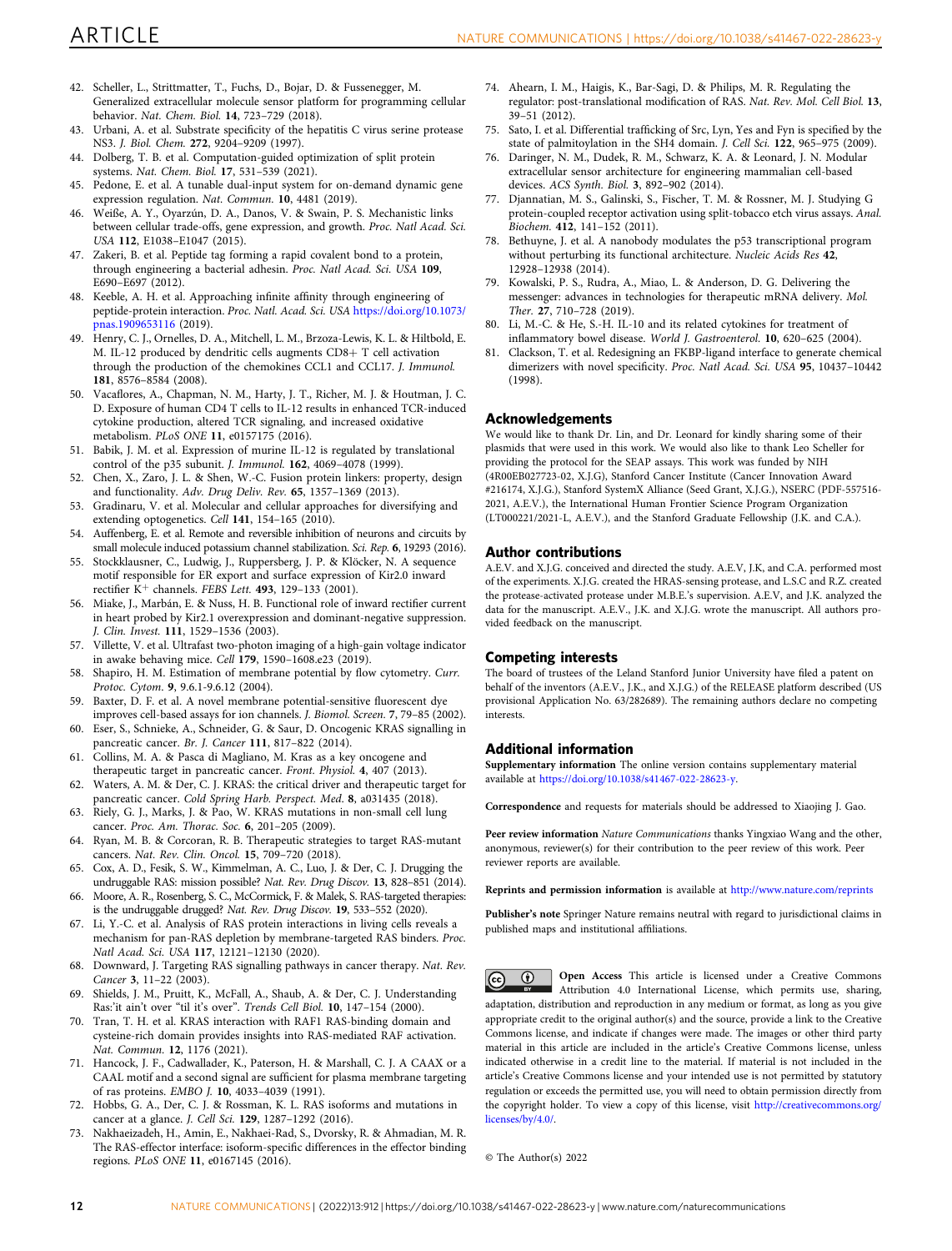42. Scheller, L., Strittmatter, T., Fuchs, D., Bojar, D. & Fussenegger, M. Generalized extracellular molecule sensor platform for programming cellular behavior. *Nat. Chem. Biol.* **14**, 723–729 (2018).
43. Urbani, A. et al. Substrate specificity of the hepatitis C virus serine protease NS3. *J. Biol. Chem.* **272**, 9204–9209 (1997).
44. Dolberg, T. B. et al. Computation-guided optimization of split protein systems. *Nat. Chem. Biol.* **17**, 531–539 (2021).
45. Pedone, E. et al. A tunable dual-input system for on-demand dynamic gene expression regulation. *Nat. Commun.* **10**, 4481 (2019).
46. Weiße, A. Y., Oyarzún, D. A., Danos, V. & Swain, P. S. Mechanistic links between cellular trade-offs, gene expression, and growth. *Proc. Natl Acad. Sci. USA* **112**, E1038–E1047 (2015).
47. Zakeri, B. et al. Peptide tag forming a rapid covalent bond to a protein, through engineering a bacterial adhesin. *Proc. Natl Acad. Sci. USA* **109**, E690–E697 (2012).
48. Keeble, A. H. et al. Approaching infinite affinity through engineering of peptide-protein interaction. *Proc. Natl. Acad. Sci. USA* https://doi.org/10.1073/pnas.1909653116 (2019).
49. Henry, C. J., Ornelles, D. A., Mitchell, L. M., Brzoza-Lewis, K. L. & Hiltbold, E. M. IL-12 produced by dendritic cells augments CD8+ T cell activation through the production of the chemokines CCL1 and CCL17. *J. Immunol.* **181**, 8576–8584 (2008).
50. Vacaflores, A., Chapman, N. M., Harty, J. T., Richer, M. J. & Houtman, J. C. D. Exposure of human CD4 T cells to IL-12 results in enhanced TCR-induced cytokine production, altered TCR signaling, and increased oxidative metabolism. *PLoS ONE* **11**, e0157175 (2016).
51. Babik, J. M. et al. Expression of murine IL-12 is regulated by translational control of the p35 subunit. *J. Immunol.* **162**, 4069–4078 (1999).
52. Chen, X., Zaro, J. L. & Shen, W.-C. Fusion protein linkers: property, design and functionality. *Adv. Drug Deliv. Rev.* **65**, 1357–1369 (2013).
53. Gradinaru, V. et al. Molecular and cellular approaches for diversifying and extending optogenetics. *Cell* **141**, 154–165 (2010).
54. Auffenberg, E. et al. Remote and reversible inhibition of neurons and circuits by small molecule induced potassium channel stabilization. *Sci. Rep.* **6**, 19293 (2016).
55. Stockklausner, C., Ludwig, J., Ruppersberg, J. P. & Klöcker, N. A sequence motif responsible for ER export and surface expression of Kir2.0 inward rectifier K+ channels. *FEBS Lett.* **493**, 129–133 (2001).
56. Miake, J., Marbán, E. & Nuss, H. B. Functional role of inward rectifier current in heart probed by Kir2.1 overexpression and dominant-negative suppression. *J. Clin. Invest.* **111**, 1529–1536 (2003).
57. Villette, V. et al. Ultrafast two-photon imaging of a high-gain voltage indicator in awake behaving mice. *Cell* **179**, 1590–1608.e23 (2019).
58. Shapiro, H. M. Estimation of membrane potential by flow cytometry. *Curr. Protoc. Cytom.* **9**, 9.6.1-9.6.12 (2004).
59. Baxter, D. F. et al. A novel membrane potential-sensitive fluorescent dye improves cell-based assays for ion channels. *J. Biomol. Screen.* **7**, 79–85 (2002).
60. Eser, S., Schnieke, A., Schneider, G. & Saur, D. Oncogenic KRAS signalling in pancreatic cancer. *Br. J. Cancer* **111**, 817–822 (2014).
61. Collins, M. A. & Pasca di Magliano, M. Kras as a key oncogene and therapeutic target in pancreatic cancer. *Front. Physiol.* **4**, 407 (2013).
62. Waters, A. M. & Der, C. J. KRAS: the critical driver and therapeutic target for pancreatic cancer. *Cold Spring Harb. Perspect. Med.* **8**, a031435 (2018).
63. Riely, G. J., Marks, J. & Pao, W. KRAS mutations in non-small cell lung cancer. *Proc. Am. Thorac. Soc.* **6**, 201–205 (2009).
64. Ryan, M. B. & Corcoran, R. B. Therapeutic strategies to target RAS-mutant cancers. *Nat. Rev. Clin. Oncol.* **15**, 709–720 (2018).
65. Cox, A. D., Fesik, S. W., Kimmelman, A. C., Luo, J. & Der, C. J. Drugging the undruggable RAS: mission possible? *Nat. Rev. Drug Discov.* **13**, 828–851 (2014).
66. Moore, A. R., Rosenberg, S. C., McCormick, F. & Malek, S. RAS-targeted therapies: is the undruggable drugged? *Nat. Rev. Drug Discov.* **19**, 533–552 (2020).
67. Li, Y.-C. et al. Analysis of RAS protein interactions in living cells reveals a mechanism for pan-RAS depletion by membrane-targeted RAS binders. *Proc. Natl Acad. Sci. USA* **117**, 12121–12130 (2020).
68. Downward, J. Targeting RAS signalling pathways in cancer therapy. *Nat. Rev. Cancer* **3**, 11–22 (2003).
69. Shields, J. M., Pruitt, K., McFall, A., Shaub, A. & Der, C. J. Understanding Ras:'it ain't over "til it's over". *Trends Cell Biol.* **10**, 147–154 (2000).
70. Tran, T. H. et al. KRAS interaction with RAF1 RAS-binding domain and cysteine-rich domain provides insights into RAS-mediated RAF activation. *Nat. Commun.* **12**, 1176 (2021).
71. Hancock, J. F., Cadwallader, K., Paterson, H. & Marshall, C. J. A CAAX or a CAAL motif and a second signal are sufficient for plasma membrane targeting of ras proteins. *EMBO J.* **10**, 4033–4039 (1991).
72. Hobbs, G. A., Der, C. J. & Rossman, K. L. RAS isoforms and mutations in cancer at a glance. *J. Cell Sci.* **129**, 1287–1292 (2016).
73. Nakhaeizadeh, H., Amin, E., Nakhaei-Rad, S., Dvorsky, R. & Ahmadian, M. R. The RAS-effector interface: isoform-specific differences in the effector binding regions. *PLoS ONE* **11**, e0167145 (2016).
74. Ahearn, I. M., Haigis, K., Bar-Sagi, D. & Philips, M. R. Regulating the regulator: post-translational modification of RAS. *Nat. Rev. Mol. Cell Biol.* **13**, 39–51 (2012).
75. Sato, I. et al. Differential trafficking of Src, Lyn, Yes and Fyn is specified by the state of palmitoylation in the SH4 domain. *J. Cell Sci.* **122**, 965–975 (2009).
76. Daringer, N. M., Dudek, R. M., Schwarz, K. A. & Leonard, J. N. Modular extracellular sensor architecture for engineering mammalian cell-based devices. *ACS Synth. Biol.* **3**, 892–902 (2014).
77. Djannatian, M. S., Galinski, S., Fischer, T. M. & Rossner, M. J. Studying G protein-coupled receptor activation using split-tobacco etch virus assays. *Anal. Biochem.* **412**, 141–152 (2011).
78. Bethuyne, J. et al. A nanobody modulates the p53 transcriptional program without perturbing its functional architecture. *Nucleic Acids Res* **42**, 12928–12938 (2014).
79. Kowalski, P. S., Rudra, A., Miao, L. & Anderson, D. G. Delivering the messenger: advances in technologies for therapeutic mRNA delivery. *Mol. Ther.* **27**, 710–728 (2019).
80. Li, M.-C. & He, S.-H. IL-10 and its related cytokines for treatment of inflammatory bowel disease. *World J. Gastroenterol.* **10**, 620–625 (2004).
81. Clackson, T. et al. Redesigning an FKBP-ligand interface to generate chemical dimerizers with novel specificity. *Proc. Natl Acad. Sci. USA* **95**, 10437–10442 (1998).

## Acknowledgements

We would like to thank Dr. Lin, and Dr. Leonard for kindly sharing some of their plasmids that were used in this work. We would also like to thank Leo Scheller for providing the protocol for the SEAP assays. This work was funded by NIH (4R00EB027723-02, X.J.G), Stanford Cancer Institute (Cancer Innovation Award #216174, X.J.G.), Stanford SystemX Alliance (Seed Grant, X.J.G.), NSERC (PDF-557516-2021, A.E.V.), the International Human Frontier Science Program Organization (LT000221/2021-L, A.E.V.), and the Stanford Graduate Fellowship (J.K. and C.A.).

## Author contributions

A.E.V and X.J.G. conceived and directed the study. A.E.V, J.K, and C.A. performed most of the experiments. X.J.G. created the HRAS-sensing protease, and L.S.C and R.Z. created the protease-activated protease under M.B.E.'s supervision. A.E.V, and J.K. analyzed the data for the manuscript. A.E.V., J.K. and X.J.G. wrote the manuscript. All authors provided feedback on the manuscript.

## Competing interests

The board of trustees of the Leland Stanford Junior University have filed a patent on behalf of the inventors (A.E.V., J.K., and X.J.G.) of the RELEASE platform described (US provisional Application No. 63/282689). The remaining authors declare no competing interests.

## Additional information

**Supplementary information** The online version contains supplementary material available at https://doi.org/10.1038/s41467-022-28623-y.

**Correspondence** and requests for materials should be addressed to Xiaojing J. Gao.

**Peer review information** *Nature Communications* thanks Yingxiao Wang and the other, anonymous, reviewer(s) for their contribution to the peer review of this work. Peer reviewer reports are available.

**Reprints and permission information** is available at http://www.nature.com/reprints

**Publisher's note** Springer Nature remains neutral with regard to jurisdictional claims in published maps and institutional affiliations.

**Open Access** This article is licensed under a Creative Commons Attribution 4.0 International License, which permits use, sharing, adaptation, distribution and reproduction in any medium or format, as long as you give appropriate credit to the original author(s) and the source, provide a link to the Creative Commons license, and indicate if changes were made. The images or other third party material in this article are included in the article's Creative Commons license, unless indicated otherwise in a credit line to the material. If material is not included in the article's Creative Commons license and your intended use is not permitted by statutory regulation or exceeds the permitted use, you will need to obtain permission directly from the copyright holder. To view a copy of this license, visit http://creativecommons.org/licenses/by/4.0/.

© The Author(s) 2022